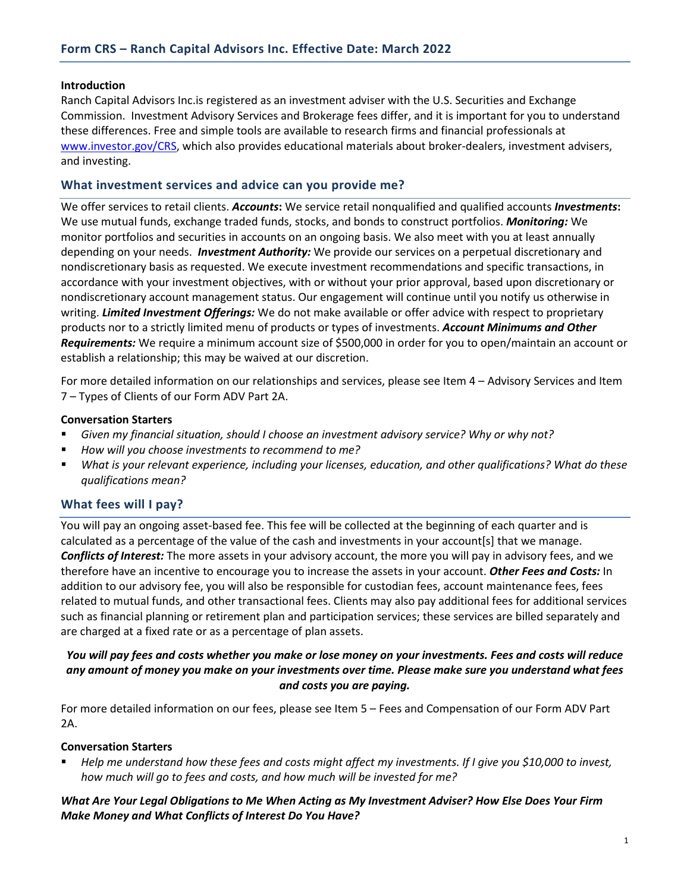# Form CRS – Ranch Capital Advisors Inc. Effective Date: March 2022

**Introduction**

Ranch Capital Advisors Inc.is registered as an investment adviser with the U.S. Securities and Exchange Commission. Investment Advisory Services and Brokerage fees differ, and it is important for you to understand these differences. Free and simple tools are available to research firms and financial professionals at www.investor.gov/CRS, which also provides educational materials about broker-dealers, investment advisers, and investing.

## What investment services and advice can you provide me?

We offer services to retail clients. ***Accounts*****:** We service retail nonqualified and qualified accounts ***Investments*****:** We use mutual funds, exchange traded funds, stocks, and bonds to construct portfolios. ***Monitoring:*** We monitor portfolios and securities in accounts on an ongoing basis. We also meet with you at least annually depending on your needs. ***Investment Authority:*** We provide our services on a perpetual discretionary and nondiscretionary basis as requested. We execute investment recommendations and specific transactions, in accordance with your investment objectives, with or without your prior approval, based upon discretionary or nondiscretionary account management status. Our engagement will continue until you notify us otherwise in writing. ***Limited Investment Offerings:*** We do not make available or offer advice with respect to proprietary products nor to a strictly limited menu of products or types of investments. ***Account Minimums and Other Requirements:*** We require a minimum account size of $500,000 in order for you to open/maintain an account or establish a relationship; this may be waived at our discretion.

For more detailed information on our relationships and services, please see Item 4 – Advisory Services and Item 7 – Types of Clients of our Form ADV Part 2A.

**Conversation Starters**

- *Given my financial situation, should I choose an investment advisory service? Why or why not?*
- *How will you choose investments to recommend to me?*
- *What is your relevant experience, including your licenses, education, and other qualifications? What do these qualifications mean?*

## What fees will I pay?

You will pay an ongoing asset-based fee. This fee will be collected at the beginning of each quarter and is calculated as a percentage of the value of the cash and investments in your account[s] that we manage. ***Conflicts of Interest:*** The more assets in your advisory account, the more you will pay in advisory fees, and we therefore have an incentive to encourage you to increase the assets in your account. ***Other Fees and Costs:*** In addition to our advisory fee, you will also be responsible for custodian fees, account maintenance fees, fees related to mutual funds, and other transactional fees. Clients may also pay additional fees for additional services such as financial planning or retirement plan and participation services; these services are billed separately and are charged at a fixed rate or as a percentage of plan assets.

***You will pay fees and costs whether you make or lose money on your investments. Fees and costs will reduce any amount of money you make on your investments over time. Please make sure you understand what fees and costs you are paying.***

For more detailed information on our fees, please see Item 5 – Fees and Compensation of our Form ADV Part 2A.

**Conversation Starters**

- *Help me understand how these fees and costs might affect my investments. If I give you $10,000 to invest, how much will go to fees and costs, and how much will be invested for me?*

***What Are Your Legal Obligations to Me When Acting as My Investment Adviser? How Else Does Your Firm Make Money and What Conflicts of Interest Do You Have?***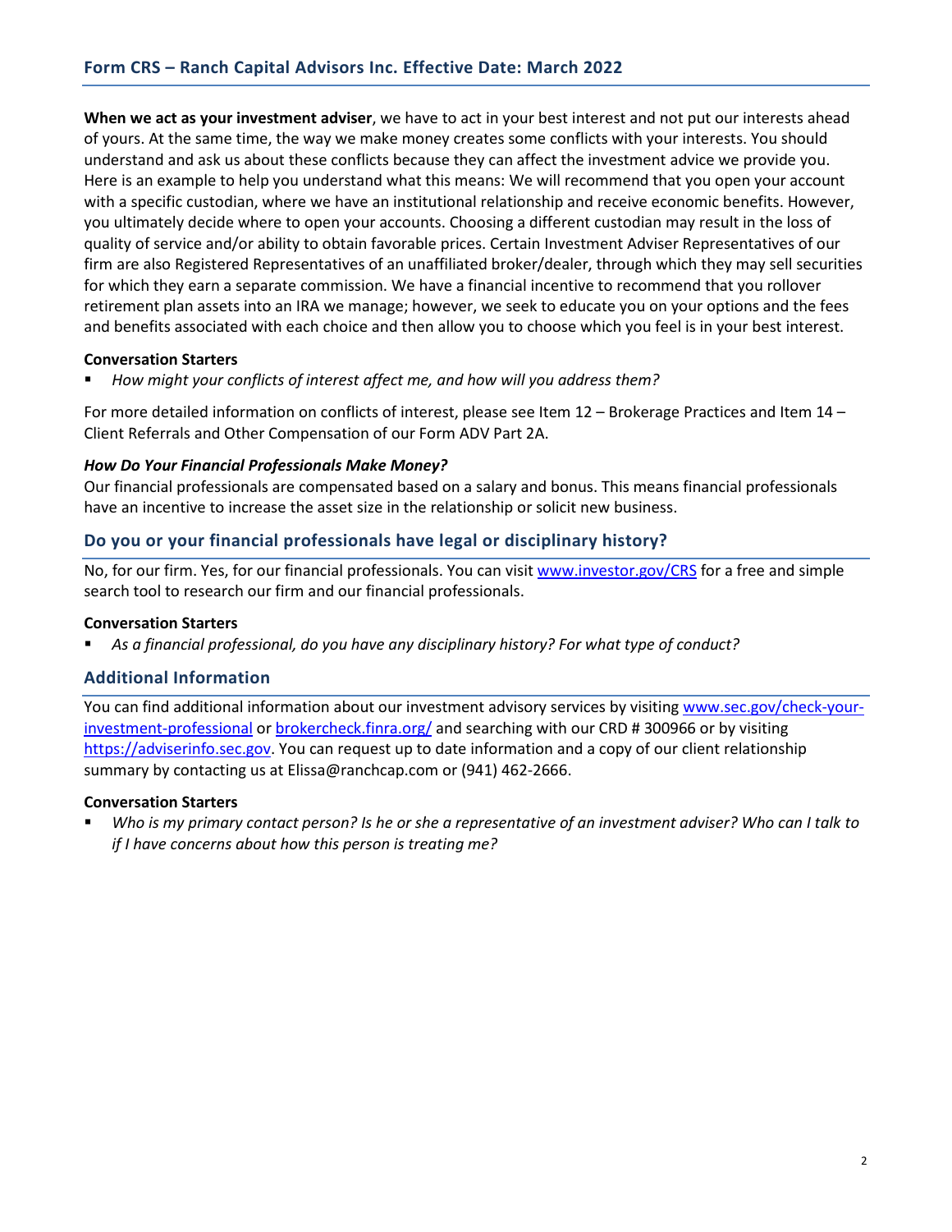## Form CRS – Ranch Capital Advisors Inc. Effective Date: March 2022

**When we act as your investment adviser**, we have to act in your best interest and not put our interests ahead of yours. At the same time, the way we make money creates some conflicts with your interests. You should understand and ask us about these conflicts because they can affect the investment advice we provide you. Here is an example to help you understand what this means: We will recommend that you open your account with a specific custodian, where we have an institutional relationship and receive economic benefits. However, you ultimately decide where to open your accounts. Choosing a different custodian may result in the loss of quality of service and/or ability to obtain favorable prices. Certain Investment Adviser Representatives of our firm are also Registered Representatives of an unaffiliated broker/dealer, through which they may sell securities for which they earn a separate commission. We have a financial incentive to recommend that you rollover retirement plan assets into an IRA we manage; however, we seek to educate you on your options and the fees and benefits associated with each choice and then allow you to choose which you feel is in your best interest.

**Conversation Starters**

- *How might your conflicts of interest affect me, and how will you address them?*

For more detailed information on conflicts of interest, please see Item 12 – Brokerage Practices and Item 14 – Client Referrals and Other Compensation of our Form ADV Part 2A.

***How Do Your Financial Professionals Make Money?***

Our financial professionals are compensated based on a salary and bonus. This means financial professionals have an incentive to increase the asset size in the relationship or solicit new business.

## Do you or your financial professionals have legal or disciplinary history?

No, for our firm. Yes, for our financial professionals. You can visit www.investor.gov/CRS for a free and simple search tool to research our firm and our financial professionals.

**Conversation Starters**

- *As a financial professional, do you have any disciplinary history? For what type of conduct?*

## Additional Information

You can find additional information about our investment advisory services by visiting www.sec.gov/check-your-investment-professional or brokercheck.finra.org/ and searching with our CRD # 300966 or by visiting https://adviserinfo.sec.gov. You can request up to date information and a copy of our client relationship summary by contacting us at Elissa@ranchcap.com or (941) 462-2666.

**Conversation Starters**

- *Who is my primary contact person? Is he or she a representative of an investment adviser? Who can I talk to if I have concerns about how this person is treating me?*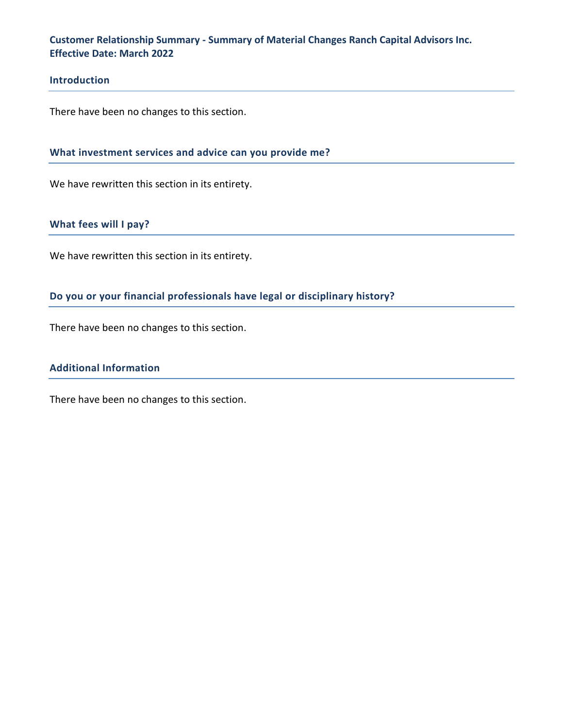**Customer Relationship Summary - Summary of Material Changes Ranch Capital Advisors Inc.**
**Effective Date: March 2022**

## Introduction

There have been no changes to this section.

## What investment services and advice can you provide me?

We have rewritten this section in its entirety.

## What fees will I pay?

We have rewritten this section in its entirety.

## Do you or your financial professionals have legal or disciplinary history?

There have been no changes to this section.

## Additional Information

There have been no changes to this section.